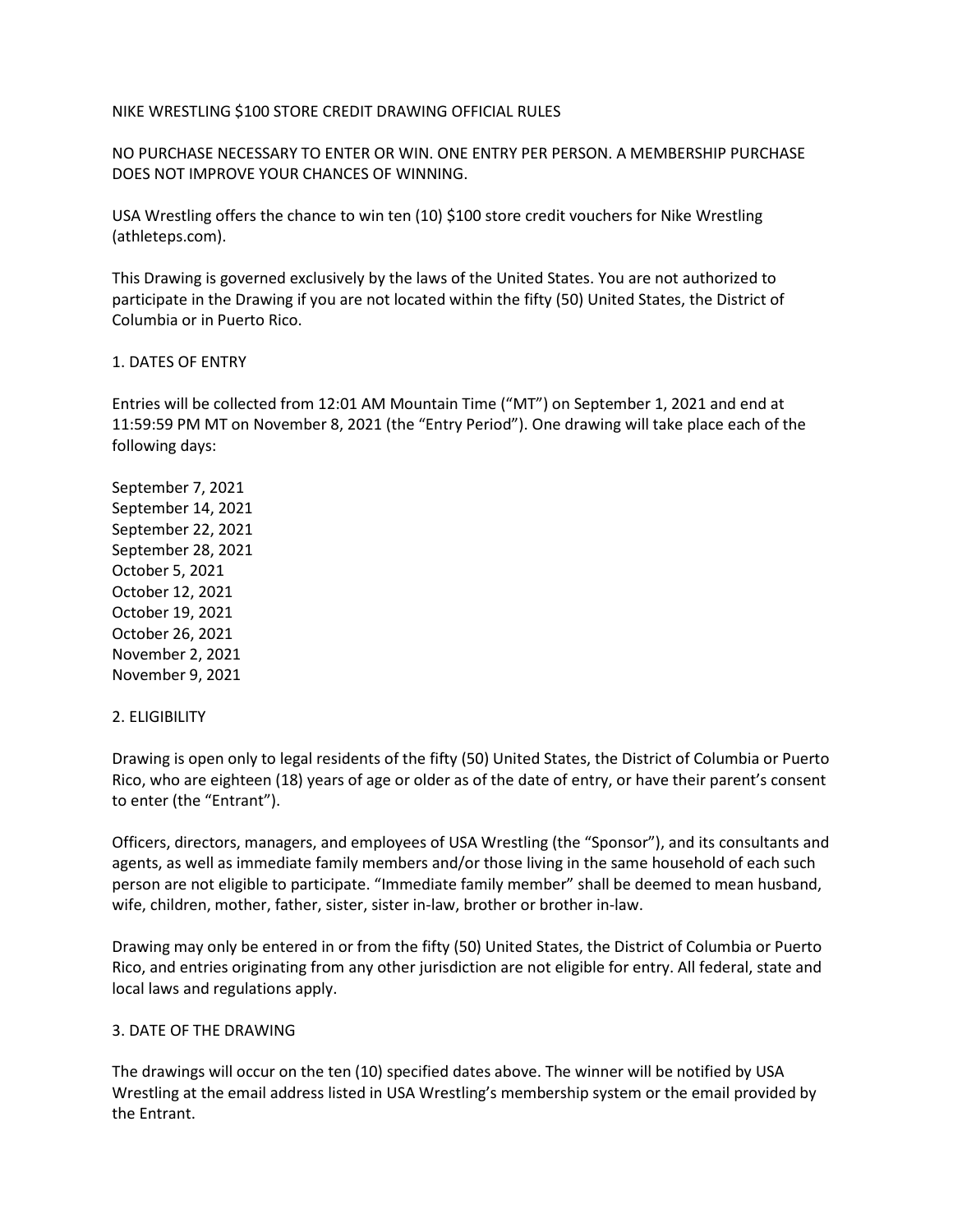# NIKE WRESTLING $100 STORE CREDIT DRAWING OFFICIAL RULES

NO PURCHASE NECESSARY TO ENTER OR WIN. ONE ENTRY PER PERSON. A MEMBERSHIP PURCHASE DOES NOT IMPROVE YOUR CHANCES OF WINNING.

USA Wrestling offers the chance to win ten (10) $100 store credit vouchers for Nike Wrestling (athleteps.com).

This Drawing is governed exclusively by the laws of the United States. You are not authorized to participate in the Drawing if you are not located within the fifty (50) United States, the District of Columbia or in Puerto Rico.

## 1. DATES OF ENTRY

Entries will be collected from 12:01 AM Mountain Time (“MT”) on September 1, 2021 and end at 11:59:59 PM MT on November 8, 2021 (the “Entry Period”). One drawing will take place each of the following days:

September 7, 2021
September 14, 2021
September 22, 2021
September 28, 2021
October 5, 2021
October 12, 2021
October 19, 2021
October 26, 2021
November 2, 2021
November 9, 2021

## 2. ELIGIBILITY

Drawing is open only to legal residents of the fifty (50) United States, the District of Columbia or Puerto Rico, who are eighteen (18) years of age or older as of the date of entry, or have their parent’s consent to enter (the “Entrant”).

Officers, directors, managers, and employees of USA Wrestling (the “Sponsor”), and its consultants and agents, as well as immediate family members and/or those living in the same household of each such person are not eligible to participate. “Immediate family member” shall be deemed to mean husband, wife, children, mother, father, sister, sister in-law, brother or brother in-law.

Drawing may only be entered in or from the fifty (50) United States, the District of Columbia or Puerto Rico, and entries originating from any other jurisdiction are not eligible for entry. All federal, state and local laws and regulations apply.

## 3. DATE OF THE DRAWING

The drawings will occur on the ten (10) specified dates above. The winner will be notified by USA Wrestling at the email address listed in USA Wrestling’s membership system or the email provided by the Entrant.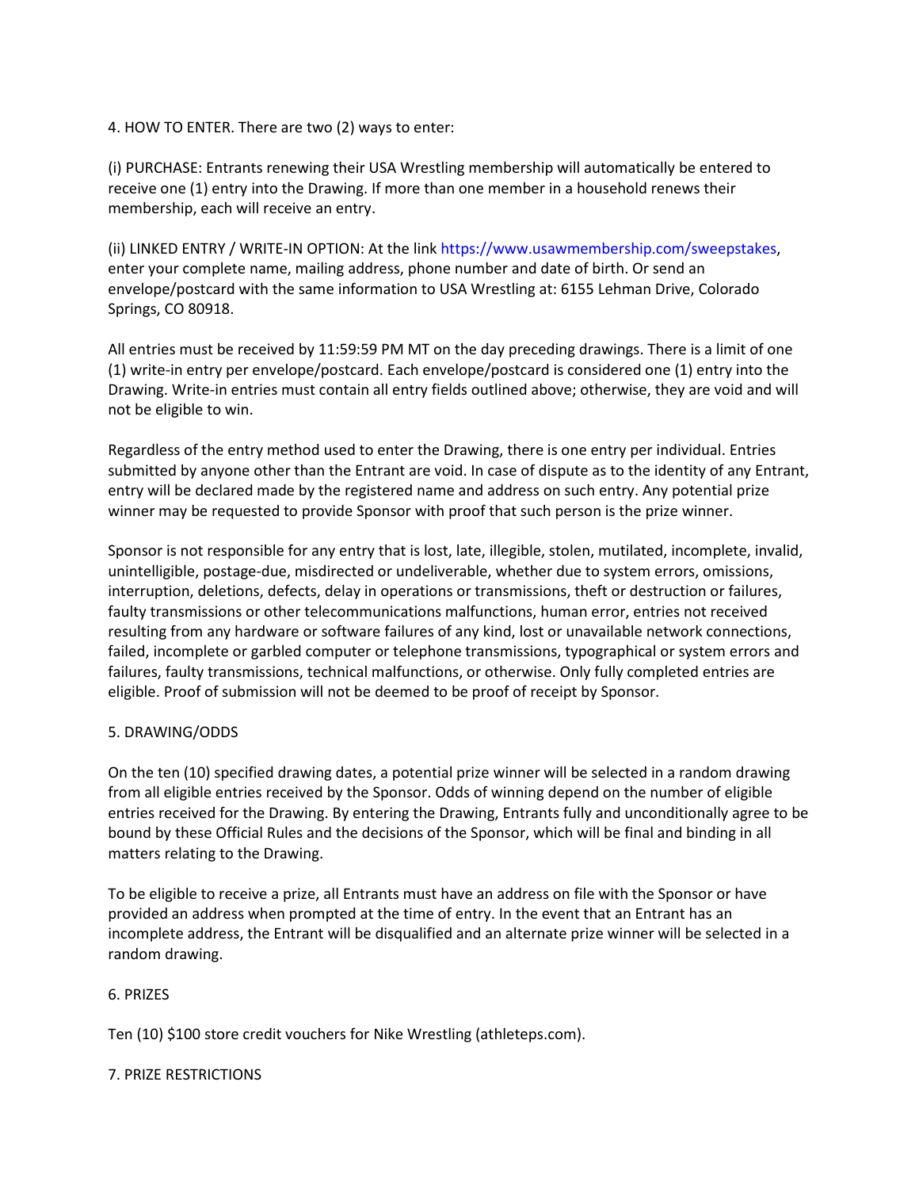4. HOW TO ENTER. There are two (2) ways to enter:

(i) PURCHASE: Entrants renewing their USA Wrestling membership will automatically be entered to receive one (1) entry into the Drawing. If more than one member in a household renews their membership, each will receive an entry.

(ii) LINKED ENTRY / WRITE-IN OPTION: At the link https://www.usawmembership.com/sweepstakes, enter your complete name, mailing address, phone number and date of birth. Or send an envelope/postcard with the same information to USA Wrestling at: 6155 Lehman Drive, Colorado Springs, CO 80918.

All entries must be received by 11:59:59 PM MT on the day preceding drawings. There is a limit of one (1) write-in entry per envelope/postcard. Each envelope/postcard is considered one (1) entry into the Drawing. Write-in entries must contain all entry fields outlined above; otherwise, they are void and will not be eligible to win.

Regardless of the entry method used to enter the Drawing, there is one entry per individual. Entries submitted by anyone other than the Entrant are void. In case of dispute as to the identity of any Entrant, entry will be declared made by the registered name and address on such entry. Any potential prize winner may be requested to provide Sponsor with proof that such person is the prize winner.

Sponsor is not responsible for any entry that is lost, late, illegible, stolen, mutilated, incomplete, invalid, unintelligible, postage-due, misdirected or undeliverable, whether due to system errors, omissions, interruption, deletions, defects, delay in operations or transmissions, theft or destruction or failures, faulty transmissions or other telecommunications malfunctions, human error, entries not received resulting from any hardware or software failures of any kind, lost or unavailable network connections, failed, incomplete or garbled computer or telephone transmissions, typographical or system errors and failures, faulty transmissions, technical malfunctions, or otherwise. Only fully completed entries are eligible. Proof of submission will not be deemed to be proof of receipt by Sponsor.

5. DRAWING/ODDS

On the ten (10) specified drawing dates, a potential prize winner will be selected in a random drawing from all eligible entries received by the Sponsor. Odds of winning depend on the number of eligible entries received for the Drawing. By entering the Drawing, Entrants fully and unconditionally agree to be bound by these Official Rules and the decisions of the Sponsor, which will be final and binding in all matters relating to the Drawing.

To be eligible to receive a prize, all Entrants must have an address on file with the Sponsor or have provided an address when prompted at the time of entry. In the event that an Entrant has an incomplete address, the Entrant will be disqualified and an alternate prize winner will be selected in a random drawing.

6. PRIZES

Ten (10) $100 store credit vouchers for Nike Wrestling (athleteps.com).

7. PRIZE RESTRICTIONS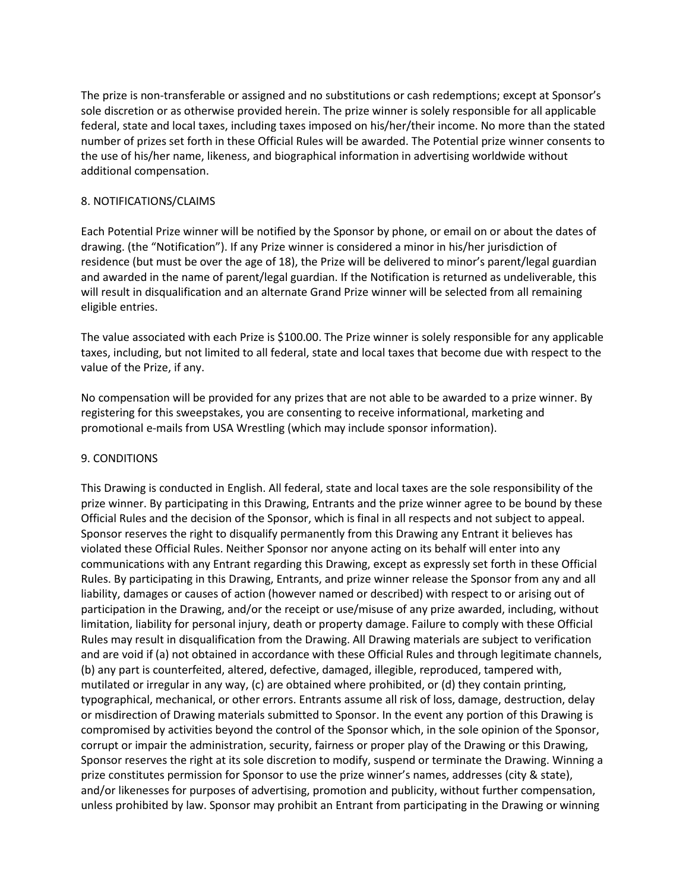The prize is non-transferable or assigned and no substitutions or cash redemptions; except at Sponsor's sole discretion or as otherwise provided herein. The prize winner is solely responsible for all applicable federal, state and local taxes, including taxes imposed on his/her/their income. No more than the stated number of prizes set forth in these Official Rules will be awarded. The Potential prize winner consents to the use of his/her name, likeness, and biographical information in advertising worldwide without additional compensation.

8. NOTIFICATIONS/CLAIMS

Each Potential Prize winner will be notified by the Sponsor by phone, or email on or about the dates of drawing. (the "Notification"). If any Prize winner is considered a minor in his/her jurisdiction of residence (but must be over the age of 18), the Prize will be delivered to minor's parent/legal guardian and awarded in the name of parent/legal guardian. If the Notification is returned as undeliverable, this will result in disqualification and an alternate Grand Prize winner will be selected from all remaining eligible entries.

The value associated with each Prize is $100.00. The Prize winner is solely responsible for any applicable taxes, including, but not limited to all federal, state and local taxes that become due with respect to the value of the Prize, if any.

No compensation will be provided for any prizes that are not able to be awarded to a prize winner. By registering for this sweepstakes, you are consenting to receive informational, marketing and promotional e-mails from USA Wrestling (which may include sponsor information).

9. CONDITIONS

This Drawing is conducted in English. All federal, state and local taxes are the sole responsibility of the prize winner. By participating in this Drawing, Entrants and the prize winner agree to be bound by these Official Rules and the decision of the Sponsor, which is final in all respects and not subject to appeal. Sponsor reserves the right to disqualify permanently from this Drawing any Entrant it believes has violated these Official Rules. Neither Sponsor nor anyone acting on its behalf will enter into any communications with any Entrant regarding this Drawing, except as expressly set forth in these Official Rules. By participating in this Drawing, Entrants, and prize winner release the Sponsor from any and all liability, damages or causes of action (however named or described) with respect to or arising out of participation in the Drawing, and/or the receipt or use/misuse of any prize awarded, including, without limitation, liability for personal injury, death or property damage. Failure to comply with these Official Rules may result in disqualification from the Drawing. All Drawing materials are subject to verification and are void if (a) not obtained in accordance with these Official Rules and through legitimate channels, (b) any part is counterfeited, altered, defective, damaged, illegible, reproduced, tampered with, mutilated or irregular in any way, (c) are obtained where prohibited, or (d) they contain printing, typographical, mechanical, or other errors. Entrants assume all risk of loss, damage, destruction, delay or misdirection of Drawing materials submitted to Sponsor. In the event any portion of this Drawing is compromised by activities beyond the control of the Sponsor which, in the sole opinion of the Sponsor, corrupt or impair the administration, security, fairness or proper play of the Drawing or this Drawing, Sponsor reserves the right at its sole discretion to modify, suspend or terminate the Drawing. Winning a prize constitutes permission for Sponsor to use the prize winner's names, addresses (city & state), and/or likenesses for purposes of advertising, promotion and publicity, without further compensation, unless prohibited by law. Sponsor may prohibit an Entrant from participating in the Drawing or winning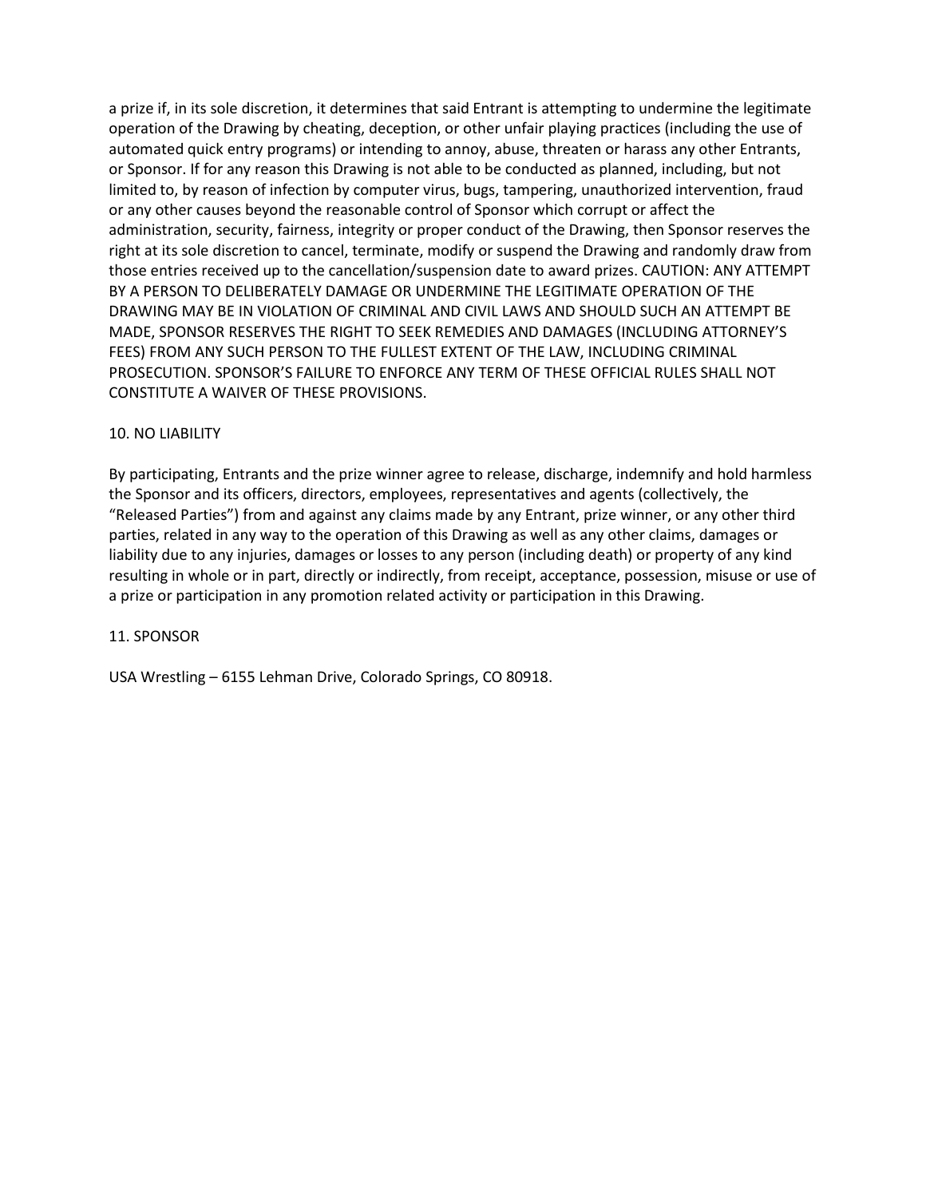a prize if, in its sole discretion, it determines that said Entrant is attempting to undermine the legitimate operation of the Drawing by cheating, deception, or other unfair playing practices (including the use of automated quick entry programs) or intending to annoy, abuse, threaten or harass any other Entrants, or Sponsor. If for any reason this Drawing is not able to be conducted as planned, including, but not limited to, by reason of infection by computer virus, bugs, tampering, unauthorized intervention, fraud or any other causes beyond the reasonable control of Sponsor which corrupt or affect the administration, security, fairness, integrity or proper conduct of the Drawing, then Sponsor reserves the right at its sole discretion to cancel, terminate, modify or suspend the Drawing and randomly draw from those entries received up to the cancellation/suspension date to award prizes. CAUTION: ANY ATTEMPT BY A PERSON TO DELIBERATELY DAMAGE OR UNDERMINE THE LEGITIMATE OPERATION OF THE DRAWING MAY BE IN VIOLATION OF CRIMINAL AND CIVIL LAWS AND SHOULD SUCH AN ATTEMPT BE MADE, SPONSOR RESERVES THE RIGHT TO SEEK REMEDIES AND DAMAGES (INCLUDING ATTORNEY'S FEES) FROM ANY SUCH PERSON TO THE FULLEST EXTENT OF THE LAW, INCLUDING CRIMINAL PROSECUTION. SPONSOR'S FAILURE TO ENFORCE ANY TERM OF THESE OFFICIAL RULES SHALL NOT CONSTITUTE A WAIVER OF THESE PROVISIONS.

10. NO LIABILITY

By participating, Entrants and the prize winner agree to release, discharge, indemnify and hold harmless the Sponsor and its officers, directors, employees, representatives and agents (collectively, the "Released Parties") from and against any claims made by any Entrant, prize winner, or any other third parties, related in any way to the operation of this Drawing as well as any other claims, damages or liability due to any injuries, damages or losses to any person (including death) or property of any kind resulting in whole or in part, directly or indirectly, from receipt, acceptance, possession, misuse or use of a prize or participation in any promotion related activity or participation in this Drawing.

11. SPONSOR

USA Wrestling – 6155 Lehman Drive, Colorado Springs, CO 80918.